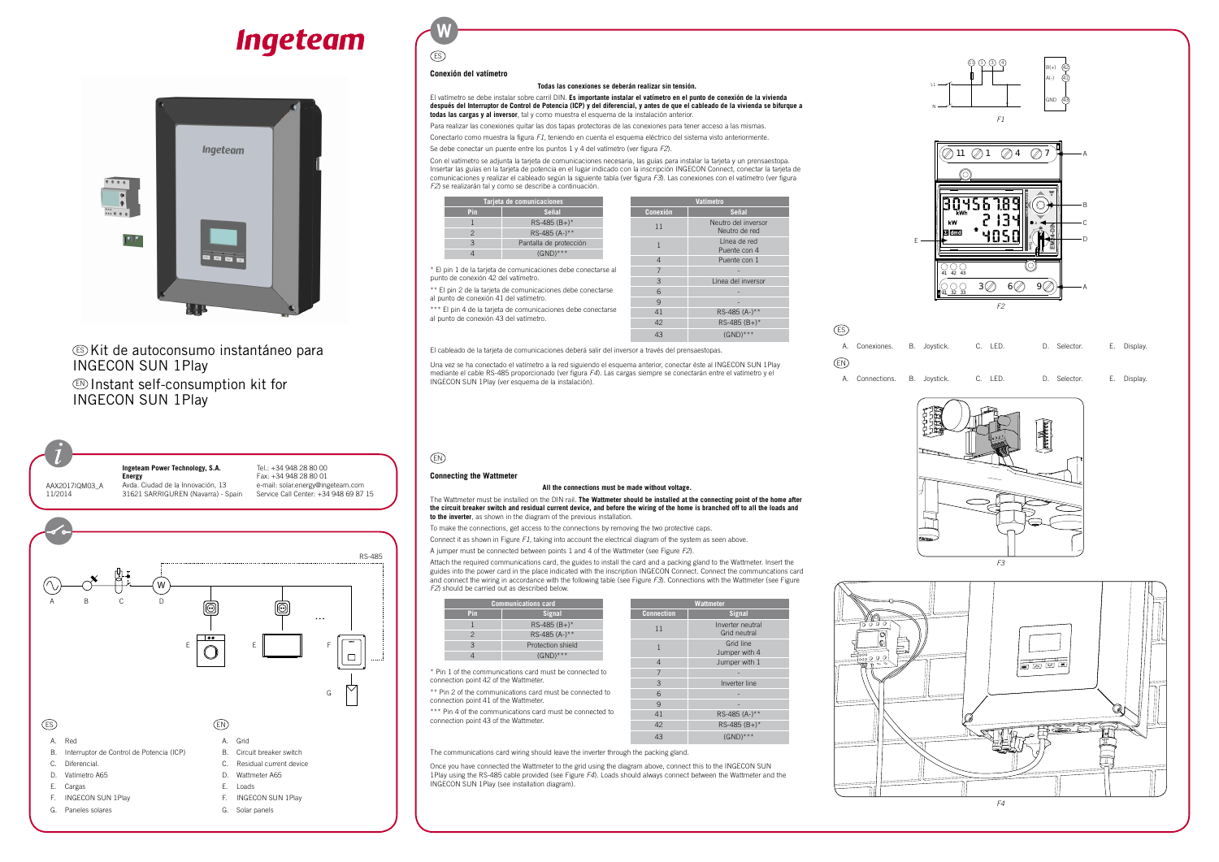# Ingeteam

ES Kit de autoconsumo instantáneo para INGECON SUN 1Play

EN Instant self-consumption kit for INGECON SUN 1Play

AAX2017IQM03_A
11/2014

**Ingeteam Power Technology, S.A. Energy**
Avda. Ciudad de la Innovación, 13
31621 SARRIGUREN (Navarra) - Spain

Tel.: +34 948 28 00 00
Fax: +34 948 28 80 01
e-mail: solar.energy@ingeteam.com
Service Call Center: +34 948 69 87 15

RS-485

ES

A. Red
B. Interruptor de Control de Potencia (ICP)
C. Diferencial.
D. Vatímetro A65
E. Cargas
F. INGECON SUN 1Play
G. Paneles solares

EN

A. Grid
B. Circuit breaker switch
C. Residual current device
D. Wattmeter A65
E. Loads
F. INGECON SUN 1Play
G. Solar panels

## ES

### Conexión del vatímetro

**Todas las conexiones se deberán realizar sin tensión.**

El vatímetro se debe instalar sobre carril DIN. **Es importante instalar el vatímetro en el punto de conexión de la vivienda después del Interruptor de Control de Potencia (ICP) y del diferencial, y antes de que el cableado de la vivienda se bifurque a todas las cargas y al inversor**, tal y como muestra el esquema de la instalación anterior.

Para realizar las conexiones quitar las dos tapas protectoras de las conexiones para tener acceso a las mismas.

Conectarlo como muestra la figura *F1*, teniendo en cuenta el esquema eléctrico del sistema visto anteriormente.

Se debe conectar un puente entre los puntos 1 y 4 del vatímetro (ver figura *F2*).

Con el vatímetro se adjunta la tarjeta de comunicaciones necesaria, las guías para instalar la tarjeta y un prensaestopa. Insertar las guías en la tarjeta de potencia en el lugar indicado con la inscripción INGECON Connect, conectar la tarjeta de comunicaciones y realizar el cableado según la siguiente tabla (ver figura *F3*). Las conexiones con el vatímetro (ver figura *F2*) se realizarán tal y como se describe a continuación.

| Tarjeta de comunicaciones | |
|---|---|
| **Pin** | **Señal** |
| 1 | RS-485 (B+)* |
| 2 | RS-485 (A-)** |
| 3 | Pantalla de protección |
| 4 | (GND)*** |

| Vatímetro | |
|---|---|
| **Conexión** | **Señal** |
| 11 | Neutro del inversor<br>Neutro de red |
| 1 | Línea de red<br>Puente con 4 |
| 4 | Puente con 1 |
| 7 | - |
| 3 | Línea del inversor |
| 6 | - |
| 9 | - |
| 41 | RS-485 (A-)** |
| 42 | RS-485 (B+)* |
| 43 | (GND)*** |

\* El pin 1 de la tarjeta de comunicaciones debe conectarse al punto de conexión 42 del vatímetro.

\** El pin 2 de la tarjeta de comunicaciones debe conectarse al punto de conexión 41 del vatímetro.

\*** El pin 4 de la tarjeta de comunicaciones debe conectarse al punto de conexión 43 del vatímetro.

El cableado de la tarjeta de comunicaciones deberá salir del inversor a través del prensaestopas.

Una vez se ha conectado el vatímetro a la red siguiendo el esquema anterior, conectar éste al INGECON SUN 1Play mediante el cable RS-485 proporcionado (ver figura *F4*). Las cargas siempre se conectarán entre el vatímetro y el INGECON SUN 1Play (ver esquema de la instalación).

## EN

### Connecting the Wattmeter

**All the connections must be made without voltage.**

The Wattmeter must be installed on the DIN rail. **The Wattmeter should be installed at the connecting point of the home after the circuit breaker switch and residual current device, and before the wiring of the home is branched off to all the loads and to the inverter**, as shown in the diagram of the previous installation.

To make the connections, get access to the connections by removing the two protective caps.

Connect it as shown in Figure *F1*, taking into account the electrical diagram of the system as seen above.

A jumper must be connected between points 1 and 4 of the Wattmeter (see Figure *F2*).

Attach the required communications card, the guides to install the card and a packing gland to the Wattmeter. Insert the guides into the power card in the place indicated with the inscription INGECON Connect. Connect the communcations card and connect the wiring in accordance with the following table (see Figure *F3*). Connections with the Wattmeter (see Figure *F2*) should be carried out as described below.

| Communications card | |
|---|---|
| **Pin** | **Signal** |
| 1 | RS-485 (B+)* |
| 2 | RS-485 (A-)** |
| 3 | Protection shield |
| 4 | (GND)*** |

| Wattmeter | |
|---|---|
| **Connection** | **Signal** |
| 11 | Inverter neutral<br>Grid neutral |
| 1 | Grid line<br>Jumper with 4 |
| 4 | Jumper with 1 |
| 7 | - |
| 3 | Inverter line |
| 6 | - |
| 9 | - |
| 41 | RS-485 (A-)** |
| 42 | RS-485 (B+)* |
| 43 | (GND)*** |

\* Pin 1 of the communications card must be connected to connection point 42 of the Wattmeter.

\** Pin 2 of the communications card must be connected to connection point 41 of the Wattmeter.

\*** Pin 4 of the communications card must be connected to connection point 43 of the Wattmeter.

The communications card wiring should leave the inverter through the packing gland.

Once you have connected the Wattmeter to the grid using the diagram above, connect this to the INGECON SUN 1Play using the RS-485 cable provided (see Figure *F4*). Loads should always connect between the Wattmeter and the INGECON SUN 1Play (see installation diagram).

F1

F2

ES

A. Conexiones. B. Joystick. C. LED. D. Selector. E. Display.

EN

A. Connections. B. Joystick. C. LED. D. Selector. E. Display.

F3

F4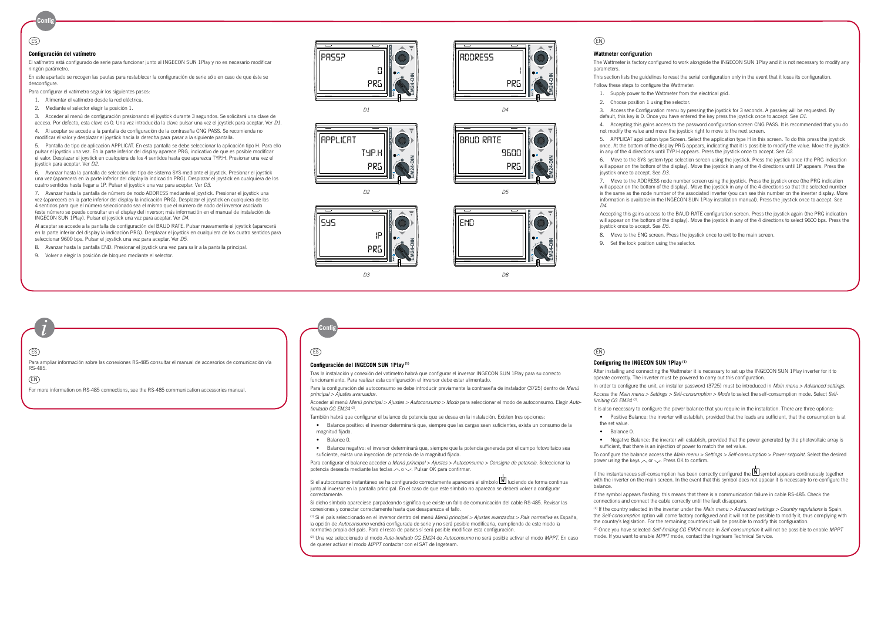Config

ES

### Configuración del vatímetro

El vatímetro está configurado de serie para funcionar junto al INGECON SUN 1Play y no es necesario modificar ningún parámetro.

En este apartado se recogen las pautas para restablecer la configuración de serie sólo en caso de que éste se desconfigure.

Para configurar el vatímetro seguir los siguientes pasos:

1. Alimentar el vatímetro desde la red eléctrica.
2. Mediante el selector elegir la posición 1.
3. Acceder al menú de configuración presionando el joystick durante 3 segundos. Se solicitará una clave de acceso. Por defecto, esta clave es 0. Una vez introducida la clave pulsar una vez el joystick para aceptar. Ver *D1*.
4. Al aceptar se accede a la pantalla de configuración de la contraseña CNG PASS. Se recomienda no modificar el valor y desplazar el joystick hacia la derecha para pasar a la siguiente pantalla.
5. Pantalla de tipo de aplicación APPLICAT. En esta pantalla se debe seleccionar la aplicación tipo H. Para ello pulsar el joystick una vez. En la parte inferior del display aparece PRG, indicativo de que es posible modificar el valor. Desplazar el joystick en cualquiera de los 4 sentidos hasta que aparezca TYP.H. Presionar una vez el joystick para aceptar. Ver *D2*.
6. Avanzar hasta la pantalla de selección del tipo de sistema SYS mediante el joystick. Presionar el joystick una vez (aparecerá en la parte inferior del display la indicación PRG). Desplazar el joystick en cualquiera de los cuatro sentidos hasta llegar a 1P. Pulsar el joystick una vez para aceptar. Ver *D3*.
7. Avanzar hasta la pantalla de número de nodo ADDRESS mediante el joystick. Presionar el joystick una vez (aparecerá en la parte inferior del display la indicación PRG). Desplazar el joystick en cualquiera de los 4 sentidos para que el número seleccionado sea el mismo que el número de nodo del inversor asociado (este número se puede consultar en el display del inversor; más información en el manual de instalación de INGECON SUN 1Play). Pulsar el joystick una vez para aceptar. Ver *D4*.

   Al aceptar se accede a la pantalla de configuración del BAUD RATE. Pulsar nuevamente el joystick (aparecerá en la parte inferior del display la indicación PRG). Desplazar el joystick en cualquiera de los cuatro sentidos para seleccionar 9600 bps. Pulsar el joystick una vez para aceptar. Ver *D5*.
8. Avanzar hasta la pantalla END. Presionar el joystick una vez para salir a la pantalla principal.
9. Volver a elegir la posición de bloqueo mediante el selector.

PASS?
0
PRG

D1

ADDRESS
1
PRG

D4

APPLICAT
TYP.H
PRG

D2

BAUD RATE
9600
PRG

D5

SYS
1P
PRG

D3

END

D8

EN

### Wattmeter configuration

The Wattmeter is factory configured to work alongside the INGECON SUN 1Play and it is not necessary to modify any parameters.

This section lists the guidelines to reset the serial configuration only in the event that it loses its configuration.

Follow these steps to configure the Wattmeter:

1. Supply power to the Wattmeter from the electrical grid.
2. Choose position 1 using the selector.
3. Access the Configuration menu by pressing the joystick for 3 seconds. A passkey will be requested. By default, this key is 0. Once you have entered the key press the joystick once to accept. See *D1*.
4. Accepting this gains access to the password configuration screen CNG PASS. It is recommended that you do not modify the value and move the joystick right to move to the next screen.
5. APPLICAT application type Screen. Select the application type H in this screen. To do this press the joystick once. At the bottom of the display PRG appears, indicating that it is possible to modify the value. Move the joystick in any of the 4 directions until TYP.H appears. Press the joystick once to accept. See *D2*.
6. Move to the SYS system type selection screen using the joystick. Press the joystick once (the PRG indication will appear on the bottom of the display). Move the joystick in any of the 4 directions until 1P appears. Press the joystick once to accept. See *D3*.
7. Move to the ADDRESS node number screen using the joystick. Press the joystick once (the PRG indication will appear on the bottom of the display). Move the joystick in any of the 4 directions so that the selected number is the same as the node number of the associated inverter (you can see this number on the inverter display. More information is available in the INGECON SUN 1Play installation manual). Press the joystick once to accept. See *D4*.

   Accepting this gains access to the BAUD RATE configuration screen. Press the joystick again (the PRG indication will appear on the bottom of the display). Move the joystick in any of the 4 directions to select 9600 bps. Press the joystick once to accept. See *D5*.
8. Move to the ENG screen. Press the joystick once to exit to the main screen.
9. Set the lock position using the selector.

i

ES

Para ampliar información sobre las conexiones RS-485 consultar el manual de accesorios de comunicación vía RS-485.

EN

For more information on RS-485 connections, see the RS-485 communication accessories manual.

Config

ES

### Configuración del INGECON SUN 1Play [1]

Tras la instalación y conexión del vatímetro habrá que configurar el inversor INGECON SUN 1Play para su correcto funcionamiento. Para realizar esta configuración el inversor debe estar alimentado.

Para la configuración del autoconsumo se debe introducir previamente la contraseña de instalador (3725) dentro de *Menú principal > Ajustes avanzados*.

Acceder al menú *Menú principal > Ajustes > Autoconsumo > Modo* para seleccionar el modo de autoconsumo. Elegir *Auto-limitado CG EM24* [2].

También habrá que configurar el balance de potencia que se desea en la instalación. Existen tres opciones:

- Balance positivo: el inversor determinará que, siempre que las cargas sean suficientes, exista un consumo de la magnitud fijada.
- Balance 0.
- Balance negativo: el inversor determinará que, siempre que la potencia generada por el campo fotovoltaico sea suficiente, exista una inyección de potencia de la magnitud fijada.

Para configurar el balance acceder a *Menú principal > Ajustes > Autoconsumo > Consigna de potencia*. Seleccionar la potencia deseada mediante las teclas ︿ o ﹀. Pulsar OK para confirmar.

Si el autoconsumo instantáneo se ha configurado correctamente aparecerá el símbolo W luciendo de forma continua junto al inversor en la pantalla principal. En el caso de que este símbolo no aparezca se deberá volver a configurar correctamente.

Si dicho símbolo apareciese parpadeando significa que existe un fallo de comunicación del cable RS-485. Revisar las conexiones y conectar correctamente hasta que desaparezca el fallo.

[1] Si el país seleccionado en el inversor dentro del menú *Menú principal > Ajustes avanzados > País normativa* es España, la opción de *Autoconsumo* vendrá configurada de serie y no será posible modificarla, cumpliendo de este modo la normativa propia del país. Para el resto de países sí será posible modificar esta configuración.

[2] Una vez seleccionado el modo *Auto-limitado CG EM24* de *Autoconsumo* no será posible activar el modo *MPPT*. En caso de querer activar el modo *MPPT* contactar con el SAT de Ingeteam.

EN

### Configuring the INGECON SUN 1Play [1]

After installing and connecting the Wattmeter it is necessary to set up the INGECON SUN 1Play inverter for it to operate correctly. The inverter must be powered to carry out this configuration.

In order to configure the unit, an installer password (3725) must be introduced in *Main menu > Advanced settings*.

Access the *Main menu > Settings > Self-consumption > Mode* to select the self-consumption mode. Select *Self-limiting CG EM24* [2].

It is also necessary to configure the power balance that you require in the installation. There are three options:

- Positive Balance: the inverter will establish, provided that the loads are sufficient, that the consumption is at the set value.
- Balance 0.
- Negative Balance: the inverter will establish, provided that the power generated by the photovoltaic array is sufficient, that there is an injection of power to match the set value.

To configure the balance access the *Main menu > Settings > Self-consumption > Power setpoint*. Select the desired power using the keys ︿ or ﹀. Press OK to confirm.

If the instantaneous self-consumption has been correctly configured the W symbol appears continuously together with the inverter on the main screen. In the event that this symbol does not appear it is necessary to re-configure the balance.

If the symbol appears flashing, this means that there is a communication failure in cable RS-485. Check the connections and connect the cable correctly until the fault disappears.

[1] If the country selected in the inverter under the *Main menu > Advanced settings > Country regulations* is Spain, the *Self-consumption* option will come factory configured and it will not be possible to modify it, thus complying with the country's legislation. For the remaining countries it will be possible to modify this configuration.

[2] Once you have selected *Self-limiting CG EM24* mode in *Self-consumption* it will not be possible to enable *MPPT* mode. If you want to enable *MPPT* mode, contact the Ingeteam Technical Service.